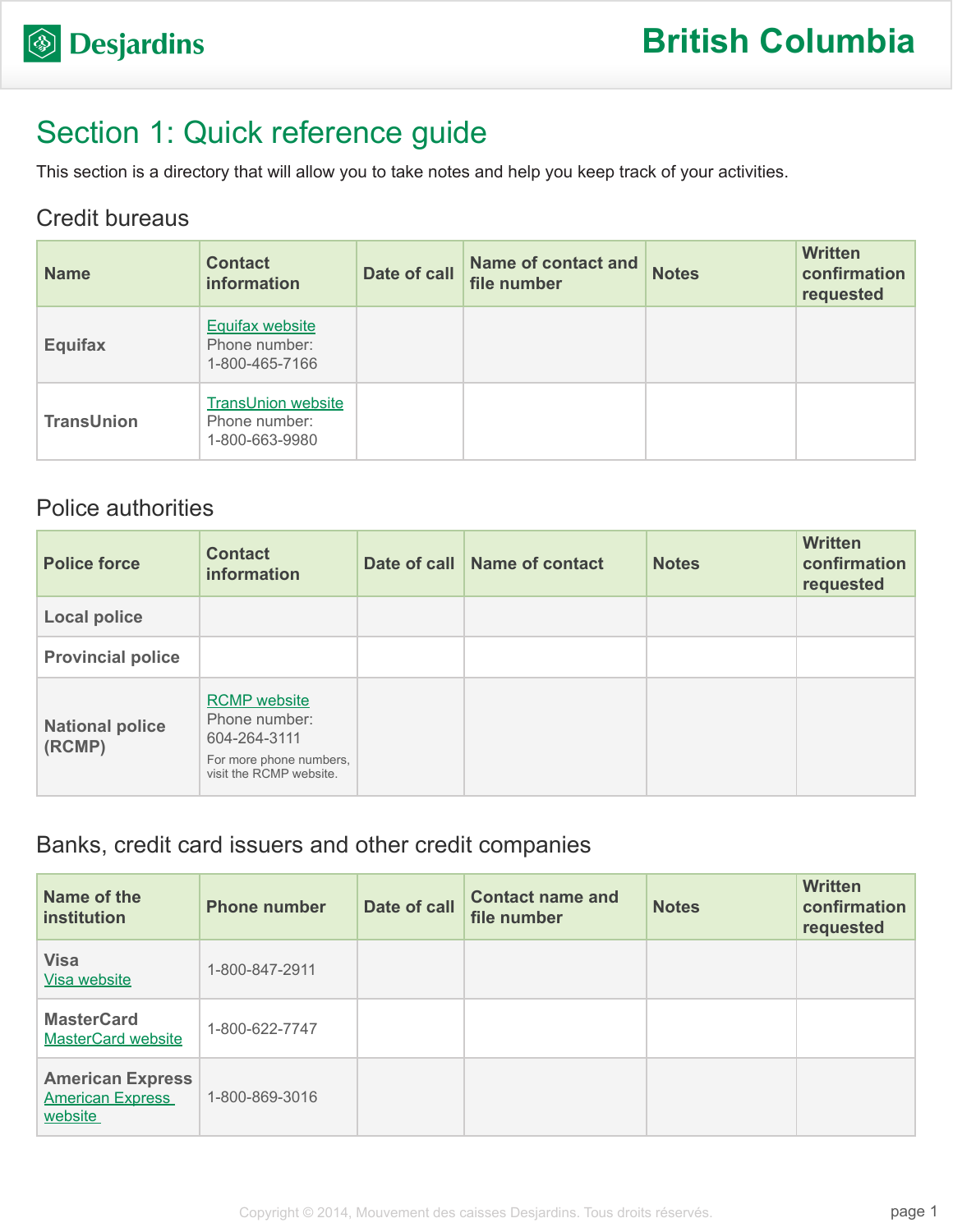Desjardins

# British Columbia

## Section 1: Quick reference guide

This section is a directory that will allow you to take notes and help you keep track of your activities.

### Credit bureaus

| Name | Contact information | Date of call | Name of contact and file number | Notes | Written confirmation requested |
|---|---|---|---|---|---|
| **Equifax** | Equifax website<br>Phone number:<br>1-800-465-7166 | | | | |
| **TransUnion** | TransUnion website<br>Phone number:<br>1-800-663-9980 | | | | |

### Police authorities

| Police force | Contact information | Date of call | Name of contact | Notes | Written confirmation requested |
|---|---|---|---|---|---|
| **Local police** | | | | | |
| **Provincial police** | | | | | |
| **National police (RCMP)** | RCMP website<br>Phone number:<br>604-264-3111<br>For more phone numbers, visit the RCMP website. | | | | |

### Banks, credit card issuers and other credit companies

| Name of the institution | Phone number | Date of call | Contact name and file number | Notes | Written confirmation requested |
|---|---|---|---|---|---|
| **Visa**<br>Visa website | 1-800-847-2911 | | | | |
| **MasterCard**<br>MasterCard website | 1-800-622-7747 | | | | |
| **American Express**<br>American Express website | 1-800-869-3016 | | | | |

Copyright © 2014, Mouvement des caisses Desjardins. Tous droits réservés.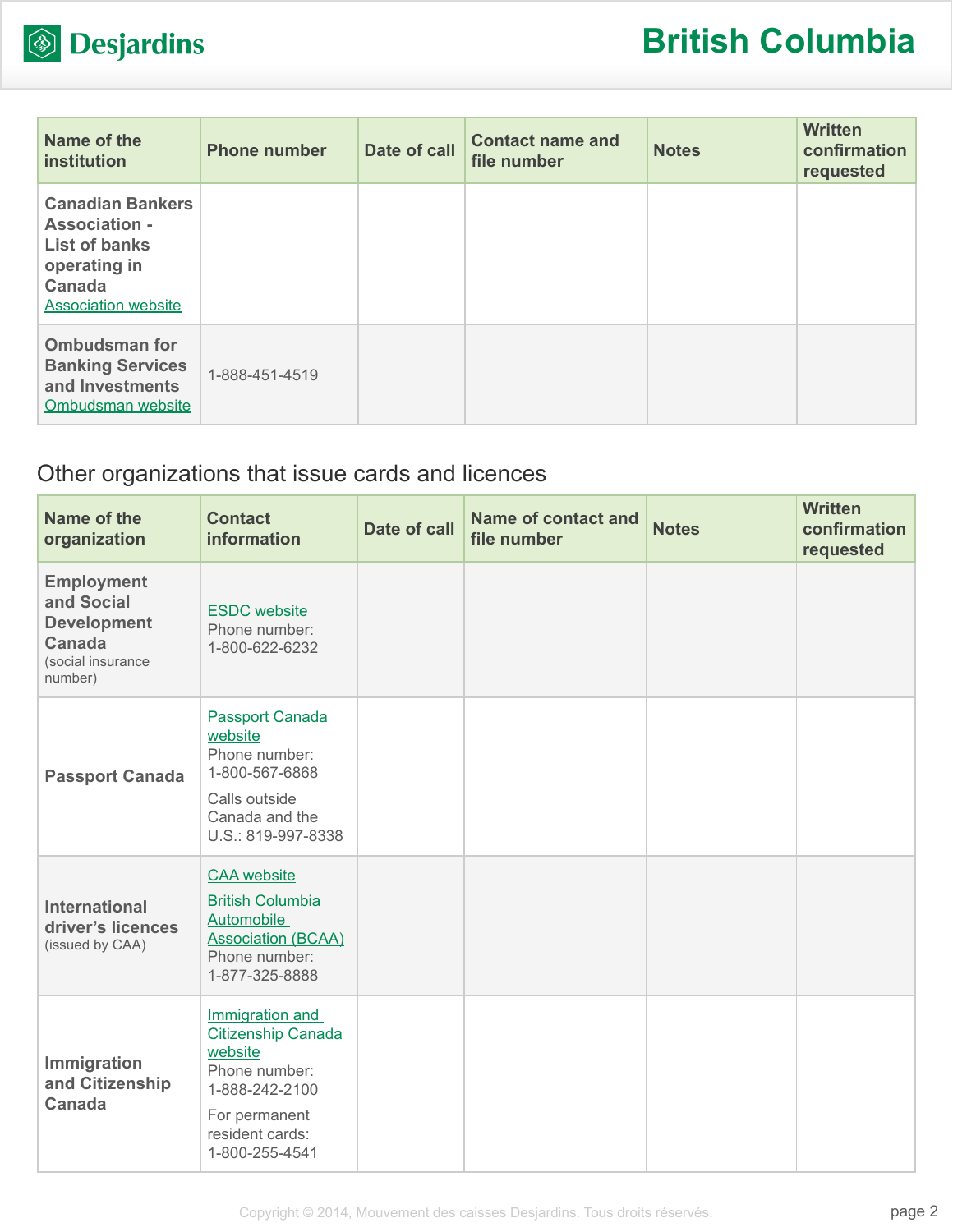| Name of the institution | Phone number | Date of call | Contact name and file number | Notes | Written confirmation requested |
|---|---|---|---|---|---|
| **Canadian Bankers Association - List of banks operating in Canada** Association website | | | | | |
| **Ombudsman for Banking Services and Investments** Ombudsman website | 1-888-451-4519 | | | | |

## Other organizations that issue cards and licences

| Name of the organization | Contact information | Date of call | Name of contact and file number | Notes | Written confirmation requested |
|---|---|---|---|---|---|
| **Employment and Social Development Canada** (social insurance number) | ESDC website Phone number: 1-800-622-6232 | | | | |
| **Passport Canada** | Passport Canada website Phone number: 1-800-567-6868 Calls outside Canada and the U.S.: 819-997-8338 | | | | |
| **International driver's licences** (issued by CAA) | CAA website British Columbia Automobile Association (BCAA) Phone number: 1-877-325-8888 | | | | |
| **Immigration and Citizenship Canada** | Immigration and Citizenship Canada website Phone number: 1-888-242-2100 For permanent resident cards: 1-800-255-4541 | | | | |

Copyright © 2014, Mouvement des caisses Desjardins. Tous droits réservés.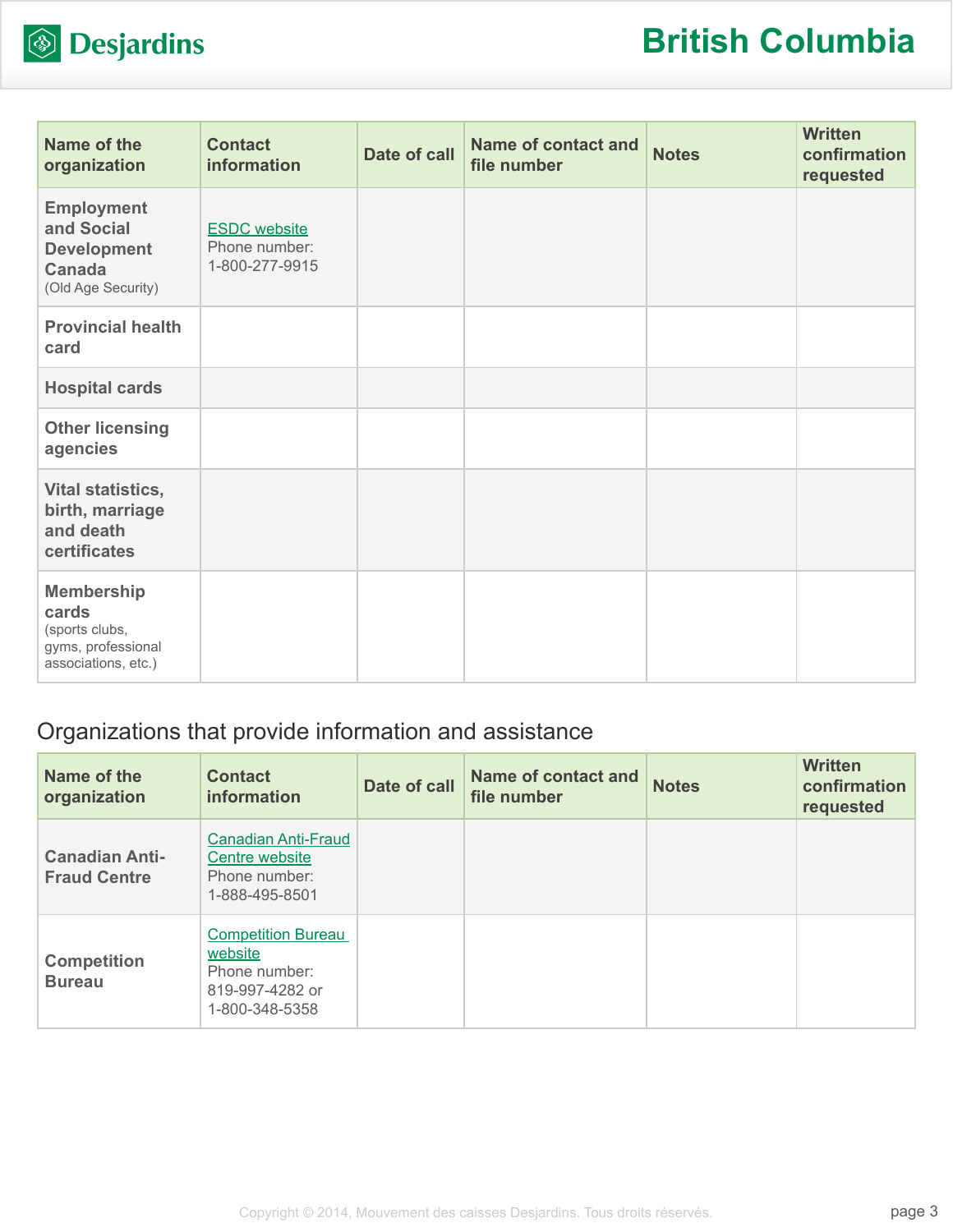| Name of the organization | Contact information | Date of call | Name of contact and file number | Notes | Written confirmation requested |
|---|---|---|---|---|---|
| **Employment and Social Development Canada** (Old Age Security) | ESDC website<br>Phone number: 1-800-277-9915 | | | | |
| **Provincial health card** | | | | | |
| **Hospital cards** | | | | | |
| **Other licensing agencies** | | | | | |
| **Vital statistics, birth, marriage and death certificates** | | | | | |
| **Membership cards** (sports clubs, gyms, professional associations, etc.) | | | | | |

## Organizations that provide information and assistance

| Name of the organization | Contact information | Date of call | Name of contact and file number | Notes | Written confirmation requested |
|---|---|---|---|---|---|
| **Canadian Anti-Fraud Centre** | Canadian Anti-Fraud Centre website<br>Phone number: 1-888-495-8501 | | | | |
| **Competition Bureau** | Competition Bureau website<br>Phone number: 819-997-4282 or 1-800-348-5358 | | | | |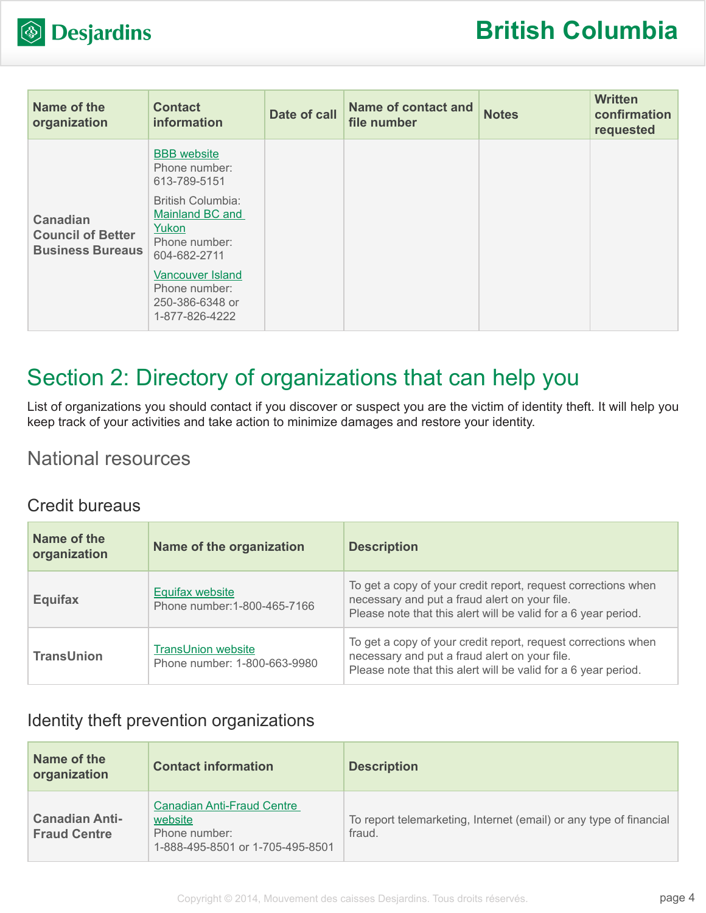| Name of the organization | Contact information | Date of call | Name of contact and file number | Notes | Written confirmation requested |
|---|---|---|---|---|---|
| **Canadian Council of Better Business Bureaus** | BBB website<br>Phone number: 613-789-5151<br><br>British Columbia: Mainland BC and Yukon<br>Phone number: 604-682-2711<br><br>Vancouver Island<br>Phone number: 250-386-6348 or 1-877-826-4222 | | | | |

## Section 2: Directory of organizations that can help you

List of organizations you should contact if you discover or suspect you are the victim of identity theft. It will help you keep track of your activities and take action to minimize damages and restore your identity.

### National resources

#### Credit bureaus

| Name of the organization | Name of the organization | Description |
|---|---|---|
| **Equifax** | Equifax website<br>Phone number:1-800-465-7166 | To get a copy of your credit report, request corrections when necessary and put a fraud alert on your file.<br>Please note that this alert will be valid for a 6 year period. |
| **TransUnion** | TransUnion website<br>Phone number: 1-800-663-9980 | To get a copy of your credit report, request corrections when necessary and put a fraud alert on your file.<br>Please note that this alert will be valid for a 6 year period. |

#### Identity theft prevention organizations

| Name of the organization | Contact information | Description |
|---|---|---|
| **Canadian Anti-Fraud Centre** | Canadian Anti-Fraud Centre website<br>Phone number: 1-888-495-8501 or 1-705-495-8501 | To report telemarketing, Internet (email) or any type of financial fraud. |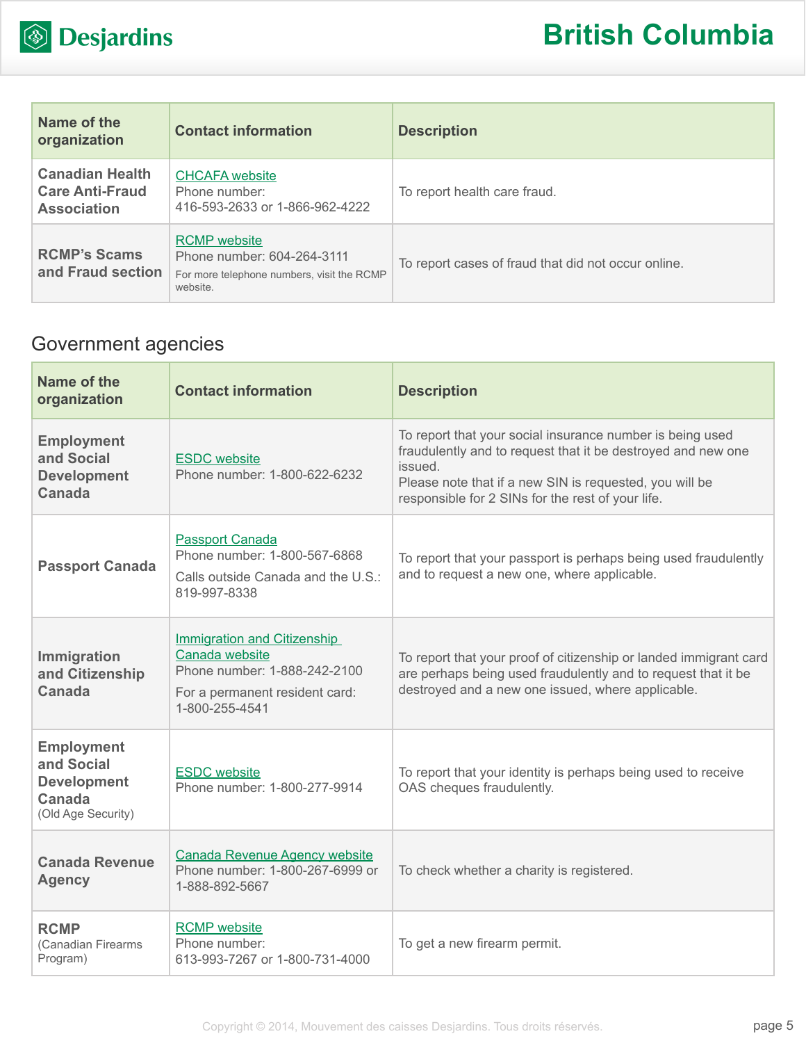| Name of the organization | Contact information | Description |
| --- | --- | --- |
| **Canadian Health Care Anti-Fraud Association** | CHCAFA website<br>Phone number:<br>416-593-2633 or 1-866-962-4222 | To report health care fraud. |
| **RCMP's Scams and Fraud section** | RCMP website<br>Phone number: 604-264-3111<br>For more telephone numbers, visit the RCMP website. | To report cases of fraud that did not occur online. |

## Government agencies

| Name of the organization | Contact information | Description |
| --- | --- | --- |
| **Employment and Social Development Canada** | ESDC website<br>Phone number: 1-800-622-6232 | To report that your social insurance number is being used fraudulently and to request that it be destroyed and new one issued.<br>Please note that if a new SIN is requested, you will be responsible for 2 SINs for the rest of your life. |
| **Passport Canada** | Passport Canada<br>Phone number: 1-800-567-6868<br>Calls outside Canada and the U.S.: 819-997-8338 | To report that your passport is perhaps being used fraudulently and to request a new one, where applicable. |
| **Immigration and Citizenship Canada** | Immigration and Citizenship Canada website<br>Phone number: 1-888-242-2100<br>For a permanent resident card: 1-800-255-4541 | To report that your proof of citizenship or landed immigrant card are perhaps being used fraudulently and to request that it be destroyed and a new one issued, where applicable. |
| **Employment and Social Development Canada** (Old Age Security) | ESDC website<br>Phone number: 1-800-277-9914 | To report that your identity is perhaps being used to receive OAS cheques fraudulently. |
| **Canada Revenue Agency** | Canada Revenue Agency website<br>Phone number: 1-800-267-6999 or 1-888-892-5667 | To check whether a charity is registered. |
| **RCMP** (Canadian Firearms Program) | RCMP website<br>Phone number:<br>613-993-7267 or 1-800-731-4000 | To get a new firearm permit. |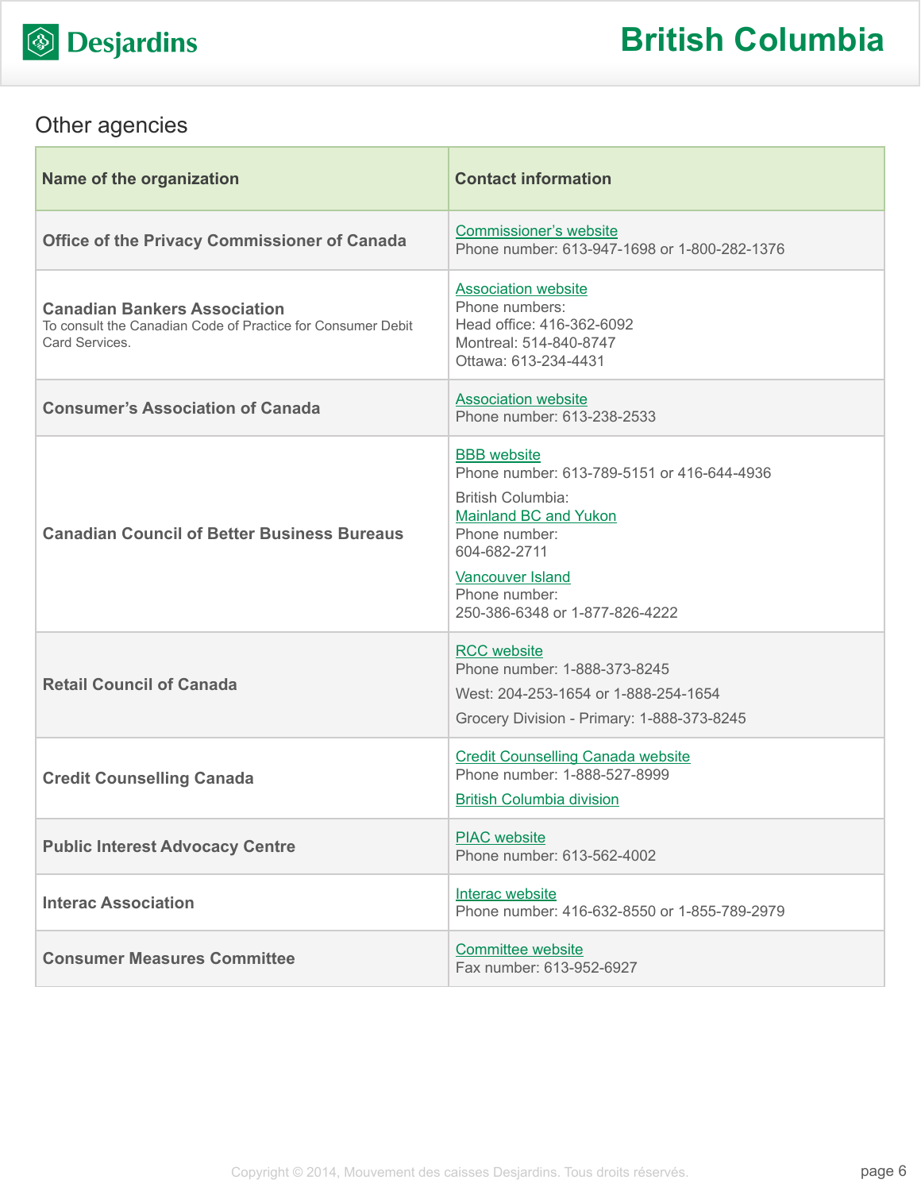## Other agencies

| Name of the organization | Contact information |
|---|---|
| **Office of the Privacy Commissioner of Canada** | Commissioner's website<br>Phone number: 613-947-1698 or 1-800-282-1376 |
| **Canadian Bankers Association**<br>To consult the Canadian Code of Practice for Consumer Debit Card Services. | Association website<br>Phone numbers:<br>Head office: 416-362-6092<br>Montreal: 514-840-8747<br>Ottawa: 613-234-4431 |
| **Consumer's Association of Canada** | Association website<br>Phone number: 613-238-2533 |
| **Canadian Council of Better Business Bureaus** | BBB website<br>Phone number: 613-789-5151 or 416-644-4936<br>British Columbia:<br>Mainland BC and Yukon<br>Phone number:<br>604-682-2711<br>Vancouver Island<br>Phone number:<br>250-386-6348 or 1-877-826-4222 |
| **Retail Council of Canada** | RCC website<br>Phone number: 1-888-373-8245<br>West: 204-253-1654 or 1-888-254-1654<br>Grocery Division - Primary: 1-888-373-8245 |
| **Credit Counselling Canada** | Credit Counselling Canada website<br>Phone number: 1-888-527-8999<br>British Columbia division |
| **Public Interest Advocacy Centre** | PIAC website<br>Phone number: 613-562-4002 |
| **Interac Association** | Interac website<br>Phone number: 416-632-8550 or 1-855-789-2979 |
| **Consumer Measures Committee** | Committee website<br>Fax number: 613-952-6927 |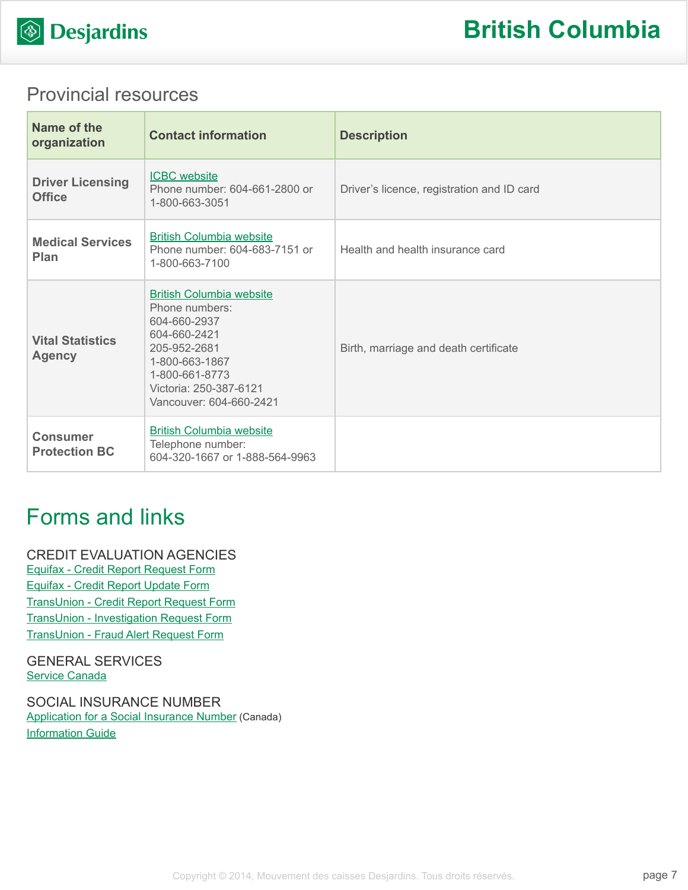# British Columbia

## Provincial resources

| Name of the organization | Contact information | Description |
|---|---|---|
| **Driver Licensing Office** | ICBC website<br>Phone number: 604-661-2800 or 1-800-663-3051 | Driver's licence, registration and ID card |
| **Medical Services Plan** | British Columbia website<br>Phone number: 604-683-7151 or 1-800-663-7100 | Health and health insurance card |
| **Vital Statistics Agency** | British Columbia website<br>Phone numbers:<br>604-660-2937<br>604-660-2421<br>205-952-2681<br>1-800-663-1867<br>1-800-661-8773<br>Victoria: 250-387-6121<br>Vancouver: 604-660-2421 | Birth, marriage and death certificate |
| **Consumer Protection BC** | British Columbia website<br>Telephone number:<br>604-320-1667 or 1-888-564-9963 | |

## Forms and links

### CREDIT EVALUATION AGENCIES

Equifax - Credit Report Request Form
Equifax - Credit Report Update Form
TransUnion - Credit Report Request Form
TransUnion - Investigation Request Form
TransUnion - Fraud Alert Request Form

### GENERAL SERVICES

Service Canada

### SOCIAL INSURANCE NUMBER

Application for a Social Insurance Number (Canada)
Information Guide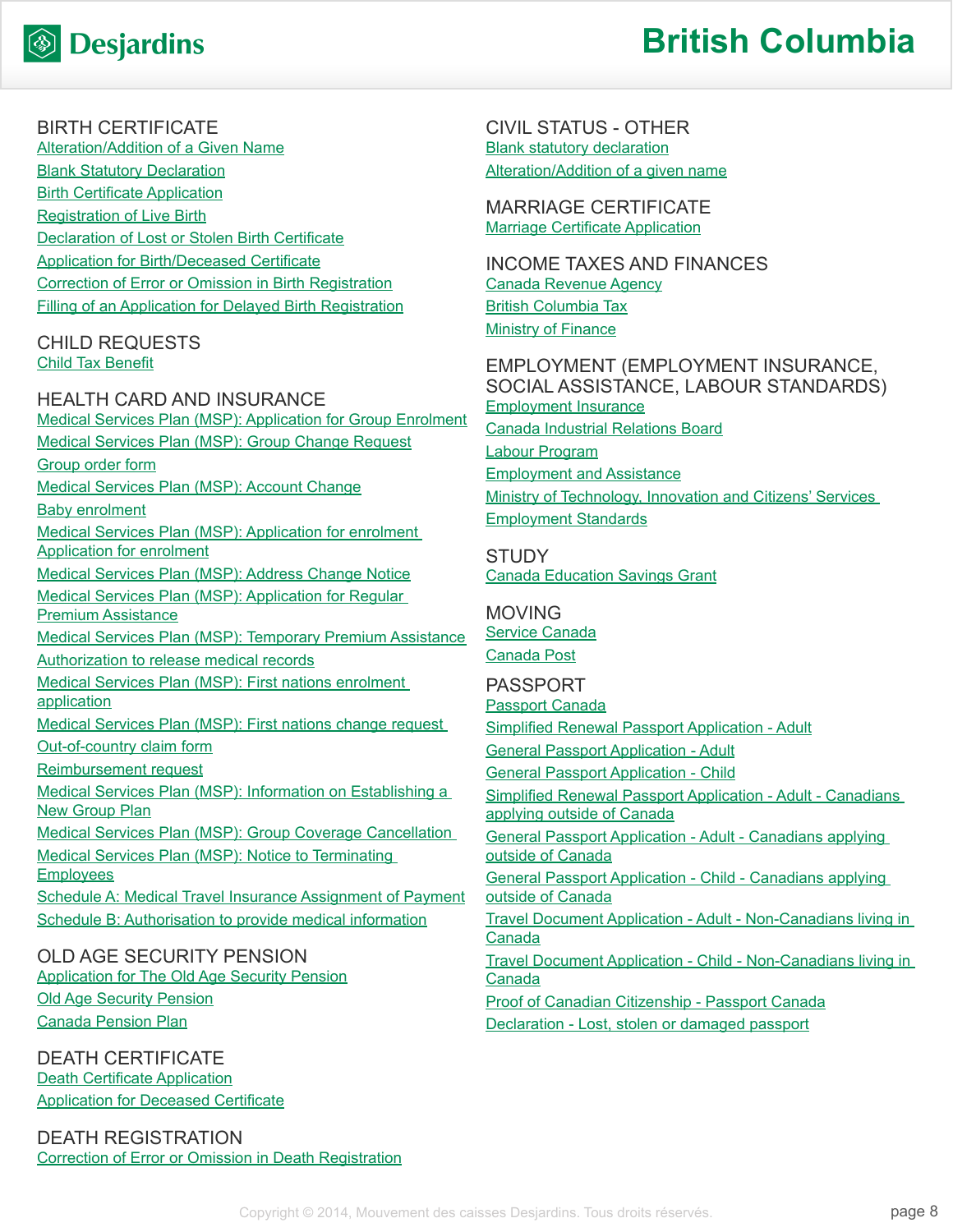# British Columbia

## BIRTH CERTIFICATE

Alteration/Addition of a Given Name

Blank Statutory Declaration

Birth Certificate Application

Registration of Live Birth

Declaration of Lost or Stolen Birth Certificate

Application for Birth/Deceased Certificate

Correction of Error or Omission in Birth Registration

Filling of an Application for Delayed Birth Registration

## CHILD REQUESTS

Child Tax Benefit

## HEALTH CARD AND INSURANCE

Medical Services Plan (MSP): Application for Group Enrolment

Medical Services Plan (MSP): Group Change Request

Group order form

Medical Services Plan (MSP): Account Change

Baby enrolment

Medical Services Plan (MSP): Application for enrolment

Application for enrolment

Medical Services Plan (MSP): Address Change Notice

Medical Services Plan (MSP): Application for Regular Premium Assistance

Medical Services Plan (MSP): Temporary Premium Assistance

Authorization to release medical records

Medical Services Plan (MSP): First nations enrolment application

Medical Services Plan (MSP): First nations change request

Out-of-country claim form

Reimbursement request

Medical Services Plan (MSP): Information on Establishing a New Group Plan

Medical Services Plan (MSP): Group Coverage Cancellation

Medical Services Plan (MSP): Notice to Terminating Employees

Schedule A: Medical Travel Insurance Assignment of Payment

Schedule B: Authorisation to provide medical information

## OLD AGE SECURITY PENSION

Application for The Old Age Security Pension

Old Age Security Pension

Canada Pension Plan

## DEATH CERTIFICATE

Death Certificate Application

Application for Deceased Certificate

## DEATH REGISTRATION

Correction of Error or Omission in Death Registration

## CIVIL STATUS - OTHER

Blank statutory declaration

Alteration/Addition of a given name

## MARRIAGE CERTIFICATE

Marriage Certificate Application

## INCOME TAXES AND FINANCES

Canada Revenue Agency

British Columbia Tax

Ministry of Finance

## EMPLOYMENT (EMPLOYMENT INSURANCE, SOCIAL ASSISTANCE, LABOUR STANDARDS)

Employment Insurance

Canada Industrial Relations Board

Labour Program

Employment and Assistance

Ministry of Technology, Innovation and Citizens' Services

Employment Standards

## STUDY

Canada Education Savings Grant

## MOVING

Service Canada

Canada Post

## PASSPORT

Passport Canada

Simplified Renewal Passport Application - Adult

General Passport Application - Adult

General Passport Application - Child

Simplified Renewal Passport Application - Adult - Canadians applying outside of Canada

General Passport Application - Adult - Canadians applying outside of Canada

General Passport Application - Child - Canadians applying outside of Canada

Travel Document Application - Adult - Non-Canadians living in Canada

Travel Document Application - Child - Non-Canadians living in Canada

Proof of Canadian Citizenship - Passport Canada

Declaration - Lost, stolen or damaged passport

Copyright © 2014, Mouvement des caisses Desjardins. Tous droits réservés.